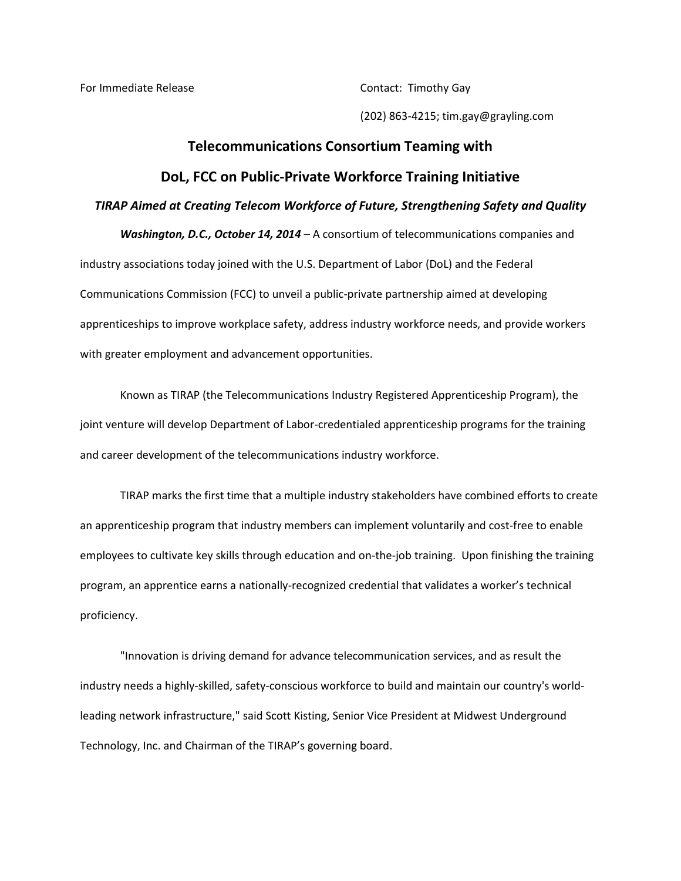For Immediate Release

Contact: Timothy Gay

(202) 863-4215; tim.gay@grayling.com

# Telecommunications Consortium Teaming with DoL, FCC on Public-Private Workforce Training Initiative

***TIRAP Aimed at Creating Telecom Workforce of Future, Strengthening Safety and Quality***

***Washington, D.C., October 14, 2014*** – A consortium of telecommunications companies and industry associations today joined with the U.S. Department of Labor (DoL) and the Federal Communications Commission (FCC) to unveil a public-private partnership aimed at developing apprenticeships to improve workplace safety, address industry workforce needs, and provide workers with greater employment and advancement opportunities.

Known as TIRAP (the Telecommunications Industry Registered Apprenticeship Program), the joint venture will develop Department of Labor-credentialed apprenticeship programs for the training and career development of the telecommunications industry workforce.

TIRAP marks the first time that a multiple industry stakeholders have combined efforts to create an apprenticeship program that industry members can implement voluntarily and cost-free to enable employees to cultivate key skills through education and on-the-job training. Upon finishing the training program, an apprentice earns a nationally-recognized credential that validates a worker's technical proficiency.

"Innovation is driving demand for advance telecommunication services, and as result the industry needs a highly-skilled, safety-conscious workforce to build and maintain our country's world-leading network infrastructure," said Scott Kisting, Senior Vice President at Midwest Underground Technology, Inc. and Chairman of the TIRAP's governing board.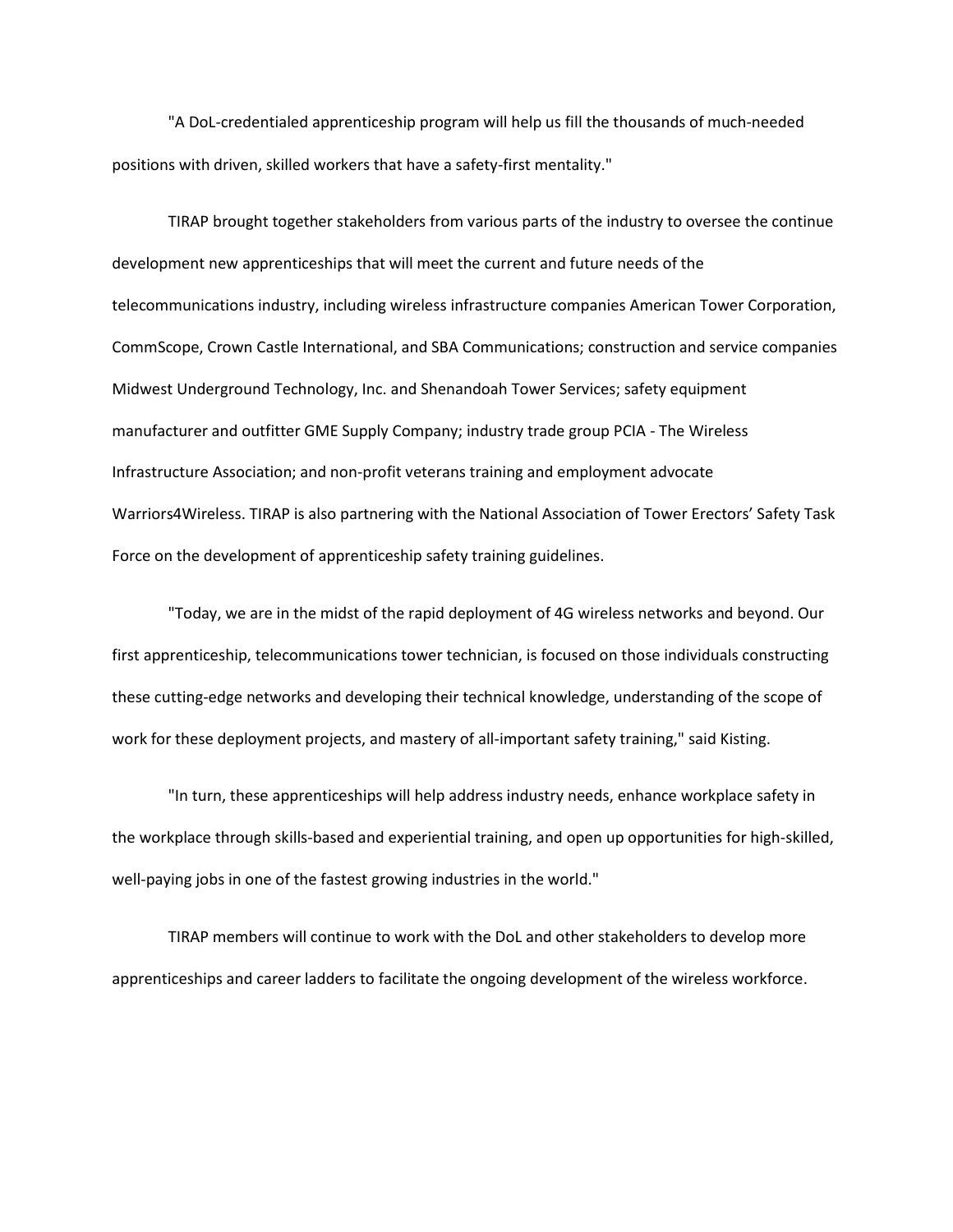"A DoL-credentialed apprenticeship program will help us fill the thousands of much-needed positions with driven, skilled workers that have a safety-first mentality."

TIRAP brought together stakeholders from various parts of the industry to oversee the continue development new apprenticeships that will meet the current and future needs of the telecommunications industry, including wireless infrastructure companies American Tower Corporation, CommScope, Crown Castle International, and SBA Communications; construction and service companies Midwest Underground Technology, Inc. and Shenandoah Tower Services; safety equipment manufacturer and outfitter GME Supply Company; industry trade group PCIA - The Wireless Infrastructure Association; and non-profit veterans training and employment advocate Warriors4Wireless. TIRAP is also partnering with the National Association of Tower Erectors' Safety Task Force on the development of apprenticeship safety training guidelines.

"Today, we are in the midst of the rapid deployment of 4G wireless networks and beyond. Our first apprenticeship, telecommunications tower technician, is focused on those individuals constructing these cutting-edge networks and developing their technical knowledge, understanding of the scope of work for these deployment projects, and mastery of all-important safety training," said Kisting.

"In turn, these apprenticeships will help address industry needs, enhance workplace safety in the workplace through skills-based and experiential training, and open up opportunities for high-skilled, well-paying jobs in one of the fastest growing industries in the world."

TIRAP members will continue to work with the DoL and other stakeholders to develop more apprenticeships and career ladders to facilitate the ongoing development of the wireless workforce.